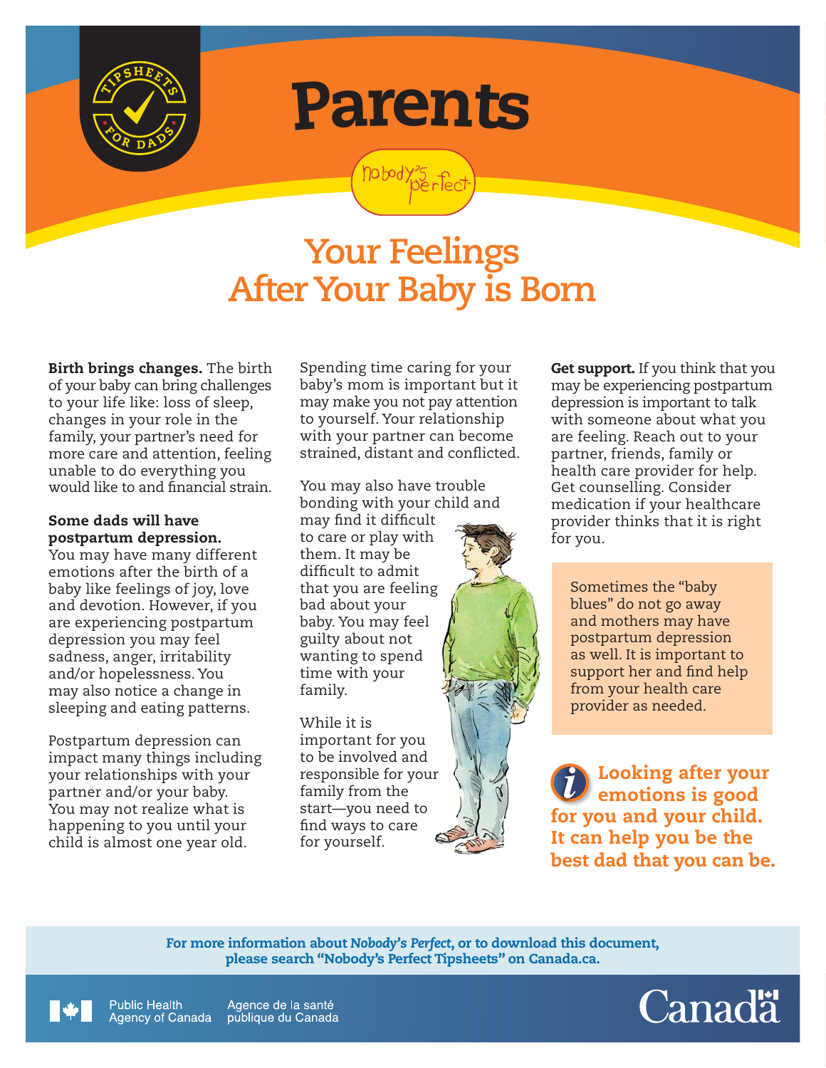TIPSHEETS FOR DADS

# Parents

Nobody's Perfect

## Your Feelings After Your Baby is Born

**Birth brings changes.** The birth of your baby can bring challenges to your life like: loss of sleep, changes in your role in the family, your partner's need for more care and attention, feeling unable to do everything you would like to and financial strain.

**Some dads will have postpartum depression.** You may have many different emotions after the birth of a baby like feelings of joy, love and devotion. However, if you are experiencing postpartum depression you may feel sadness, anger, irritability and/or hopelessness. You may also notice a change in sleeping and eating patterns.

Postpartum depression can impact many things including your relationships with your partner and/or your baby. You may not realize what is happening to you until your child is almost one year old.

Spending time caring for your baby's mom is important but it may make you not pay attention to yourself. Your relationship with your partner can become strained, distant and conflicted.

You may also have trouble bonding with your child and may find it difficult to care or play with them. It may be difficult to admit that you are feeling bad about your baby. You may feel guilty about not wanting to spend time with your family.

While it is important for you to be involved and responsible for your family from the start—you need to find ways to care for yourself.

**Get support.** If you think that you may be experiencing postpartum depression is important to talk with someone about what you are feeling. Reach out to your partner, friends, family or health care provider for help. Get counselling. Consider medication if your healthcare provider thinks that it is right for you.

> Sometimes the "baby blues" do not go away and mothers may have postpartum depression as well. It is important to support her and find help from your health care provider as needed.

**Looking after your emotions is good for you and your child. It can help you be the best dad that you can be.**

**For more information about *Nobody's Perfect*, or to download this document, please search "Nobody's Perfect Tipsheets" on Canada.ca.**

Public Health Agency of Canada / Agence de la santé publique du Canada

Canada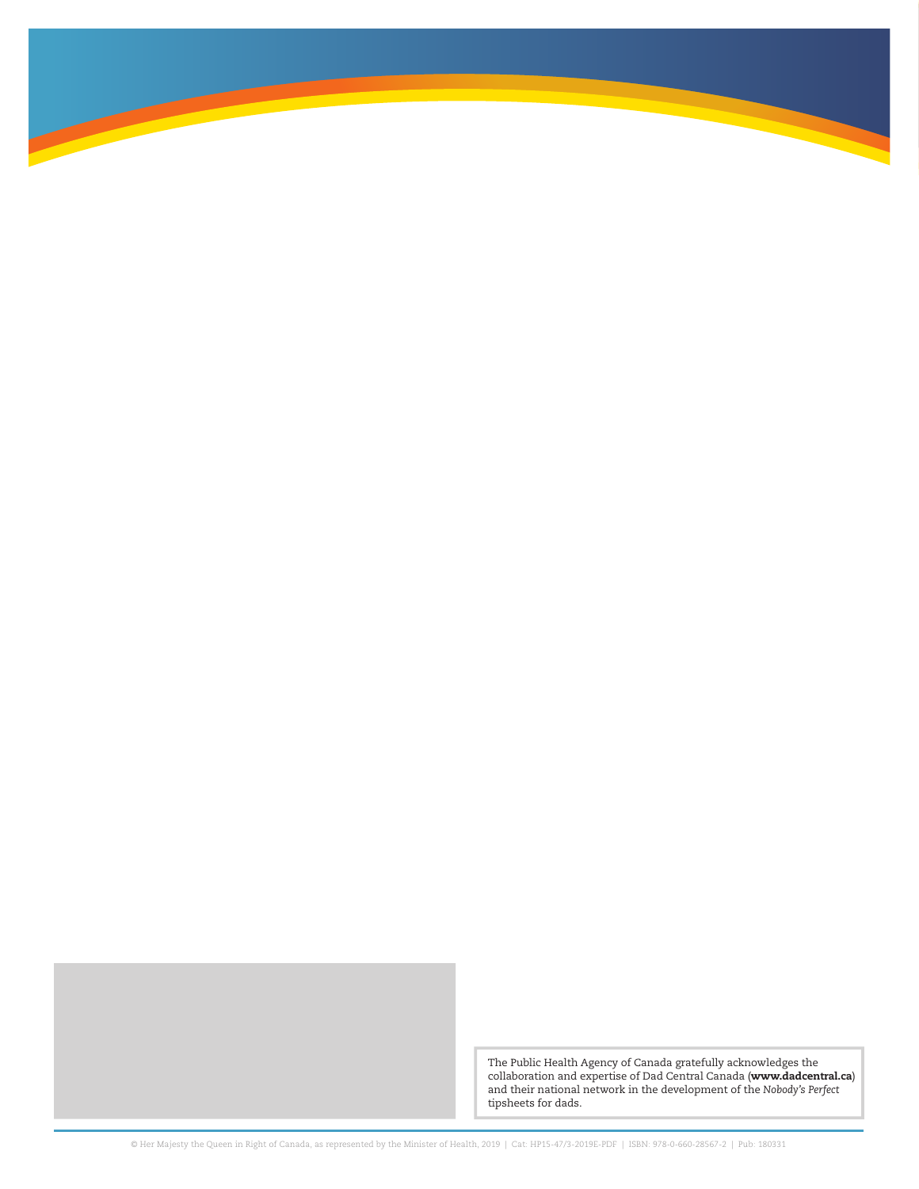The Public Health Agency of Canada gratefully acknowledges the collaboration and expertise of Dad Central Canada (**www.dadcentral.ca**) and their national network in the development of the *Nobody's Perfect* tipsheets for dads.

© Her Majesty the Queen in Right of Canada, as represented by the Minister of Health, 2019 | Cat: HP15-47/3-2019E-PDF | ISBN: 978-0-660-28567-2 | Pub: 180331